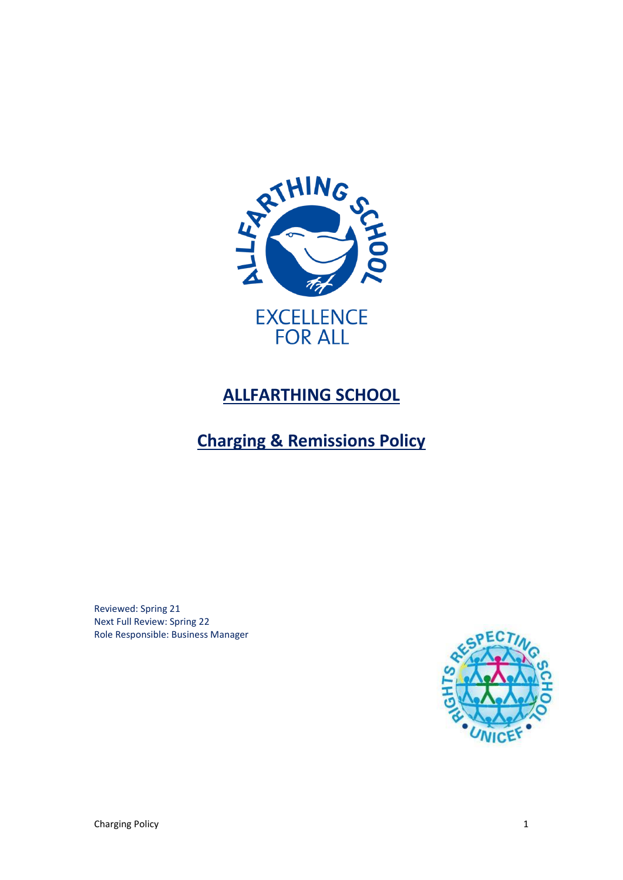# ALLFARTHING SCHOOL

## Charging & Remissions Policy

Reviewed: Spring 21
Next Full Review: Spring 22
Role Responsible: Business Manager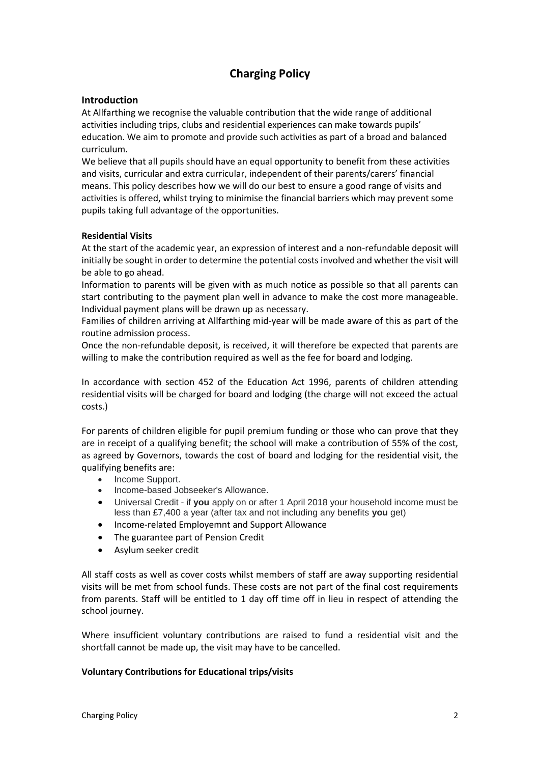# Charging Policy

## Introduction

At Allfarthing we recognise the valuable contribution that the wide range of additional activities including trips, clubs and residential experiences can make towards pupils' education. We aim to promote and provide such activities as part of a broad and balanced curriculum.

We believe that all pupils should have an equal opportunity to benefit from these activities and visits, curricular and extra curricular, independent of their parents/carers' financial means. This policy describes how we will do our best to ensure a good range of visits and activities is offered, whilst trying to minimise the financial barriers which may prevent some pupils taking full advantage of the opportunities.

**Residential Visits**

At the start of the academic year, an expression of interest and a non-refundable deposit will initially be sought in order to determine the potential costs involved and whether the visit will be able to go ahead.

Information to parents will be given with as much notice as possible so that all parents can start contributing to the payment plan well in advance to make the cost more manageable. Individual payment plans will be drawn up as necessary.

Families of children arriving at Allfarthing mid-year will be made aware of this as part of the routine admission process.

Once the non-refundable deposit, is received, it will therefore be expected that parents are willing to make the contribution required as well as the fee for board and lodging.

In accordance with section 452 of the Education Act 1996, parents of children attending residential visits will be charged for board and lodging (the charge will not exceed the actual costs.)

For parents of children eligible for pupil premium funding or those who can prove that they are in receipt of a qualifying benefit; the school will make a contribution of 55% of the cost, as agreed by Governors, towards the cost of board and lodging for the residential visit, the qualifying benefits are:

- Income Support.
- Income-based Jobseeker's Allowance.
- Universal Credit - if **you** apply on or after 1 April 2018 your household income must be less than £7,400 a year (after tax and not including any benefits **you** get)
- Income-related Employemnt and Support Allowance
- The guarantee part of Pension Credit
- Asylum seeker credit

All staff costs as well as cover costs whilst members of staff are away supporting residential visits will be met from school funds. These costs are not part of the final cost requirements from parents. Staff will be entitled to 1 day off time off in lieu in respect of attending the school journey.

Where insufficient voluntary contributions are raised to fund a residential visit and the shortfall cannot be made up, the visit may have to be cancelled.

**Voluntary Contributions for Educational trips/visits**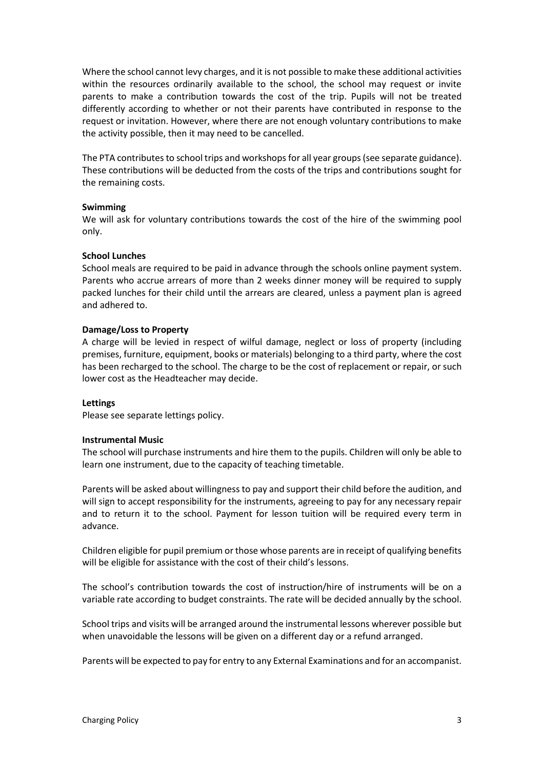Where the school cannot levy charges, and it is not possible to make these additional activities within the resources ordinarily available to the school, the school may request or invite parents to make a contribution towards the cost of the trip. Pupils will not be treated differently according to whether or not their parents have contributed in response to the request or invitation. However, where there are not enough voluntary contributions to make the activity possible, then it may need to be cancelled.

The PTA contributes to school trips and workshops for all year groups (see separate guidance). These contributions will be deducted from the costs of the trips and contributions sought for the remaining costs.

**Swimming**

We will ask for voluntary contributions towards the cost of the hire of the swimming pool only.

**School Lunches**

School meals are required to be paid in advance through the schools online payment system. Parents who accrue arrears of more than 2 weeks dinner money will be required to supply packed lunches for their child until the arrears are cleared, unless a payment plan is agreed and adhered to.

**Damage/Loss to Property**

A charge will be levied in respect of wilful damage, neglect or loss of property (including premises, furniture, equipment, books or materials) belonging to a third party, where the cost has been recharged to the school. The charge to be the cost of replacement or repair, or such lower cost as the Headteacher may decide.

**Lettings**

Please see separate lettings policy.

**Instrumental Music**

The school will purchase instruments and hire them to the pupils. Children will only be able to learn one instrument, due to the capacity of teaching timetable.

Parents will be asked about willingness to pay and support their child before the audition, and will sign to accept responsibility for the instruments, agreeing to pay for any necessary repair and to return it to the school. Payment for lesson tuition will be required every term in advance.

Children eligible for pupil premium or those whose parents are in receipt of qualifying benefits will be eligible for assistance with the cost of their child's lessons.

The school's contribution towards the cost of instruction/hire of instruments will be on a variable rate according to budget constraints. The rate will be decided annually by the school.

School trips and visits will be arranged around the instrumental lessons wherever possible but when unavoidable the lessons will be given on a different day or a refund arranged.

Parents will be expected to pay for entry to any External Examinations and for an accompanist.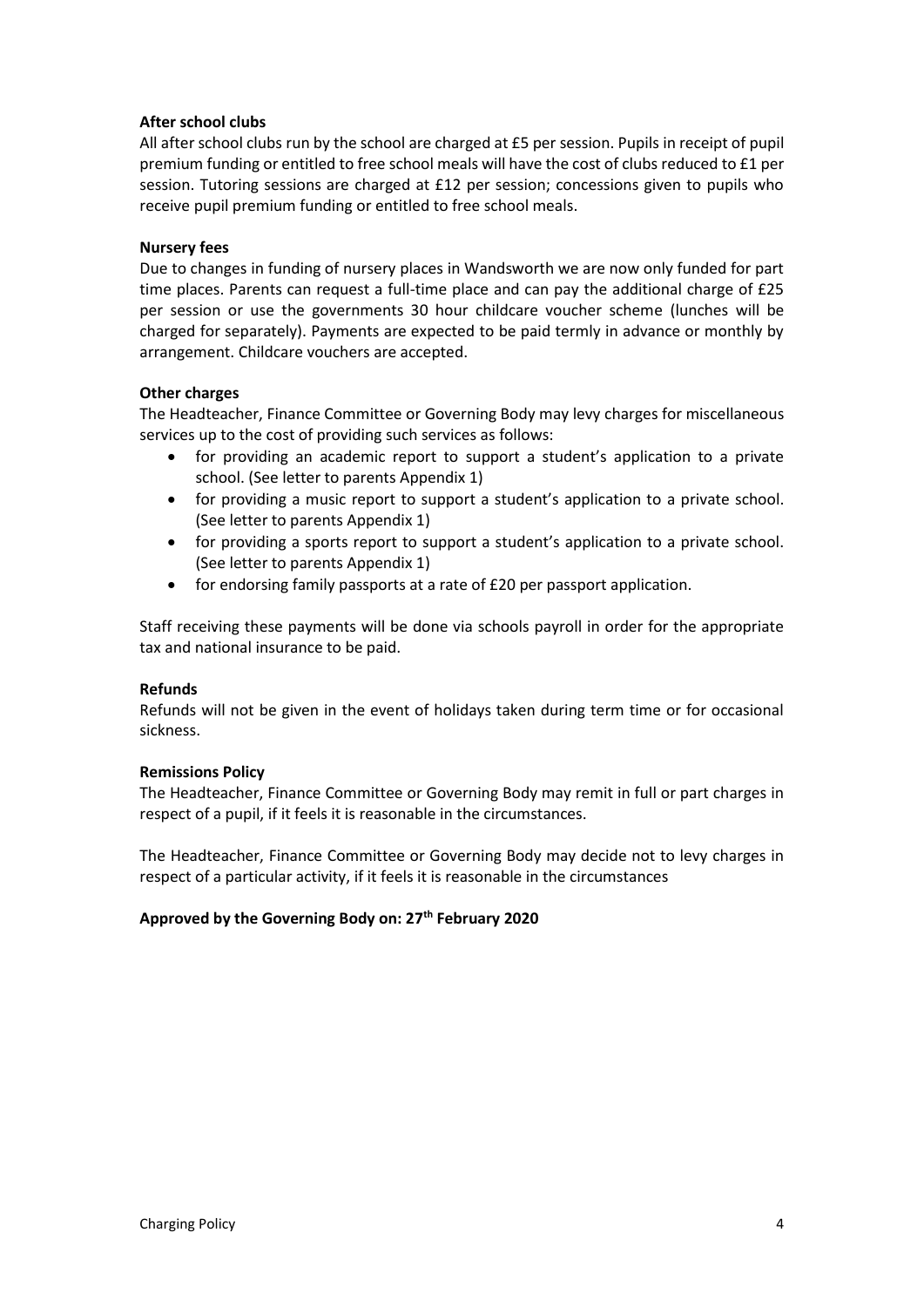**After school clubs**

All after school clubs run by the school are charged at £5 per session. Pupils in receipt of pupil premium funding or entitled to free school meals will have the cost of clubs reduced to £1 per session. Tutoring sessions are charged at £12 per session; concessions given to pupils who receive pupil premium funding or entitled to free school meals.

**Nursery fees**

Due to changes in funding of nursery places in Wandsworth we are now only funded for part time places. Parents can request a full-time place and can pay the additional charge of £25 per session or use the governments 30 hour childcare voucher scheme (lunches will be charged for separately). Payments are expected to be paid termly in advance or monthly by arrangement. Childcare vouchers are accepted.

**Other charges**

The Headteacher, Finance Committee or Governing Body may levy charges for miscellaneous services up to the cost of providing such services as follows:

- for providing an academic report to support a student's application to a private school. (See letter to parents Appendix 1)
- for providing a music report to support a student's application to a private school. (See letter to parents Appendix 1)
- for providing a sports report to support a student's application to a private school. (See letter to parents Appendix 1)
- for endorsing family passports at a rate of £20 per passport application.

Staff receiving these payments will be done via schools payroll in order for the appropriate tax and national insurance to be paid.

**Refunds**

Refunds will not be given in the event of holidays taken during term time or for occasional sickness.

**Remissions Policy**

The Headteacher, Finance Committee or Governing Body may remit in full or part charges in respect of a pupil, if it feels it is reasonable in the circumstances.

The Headteacher, Finance Committee or Governing Body may decide not to levy charges in respect of a particular activity, if it feels it is reasonable in the circumstances

**Approved by the Governing Body on: 27th February 2020**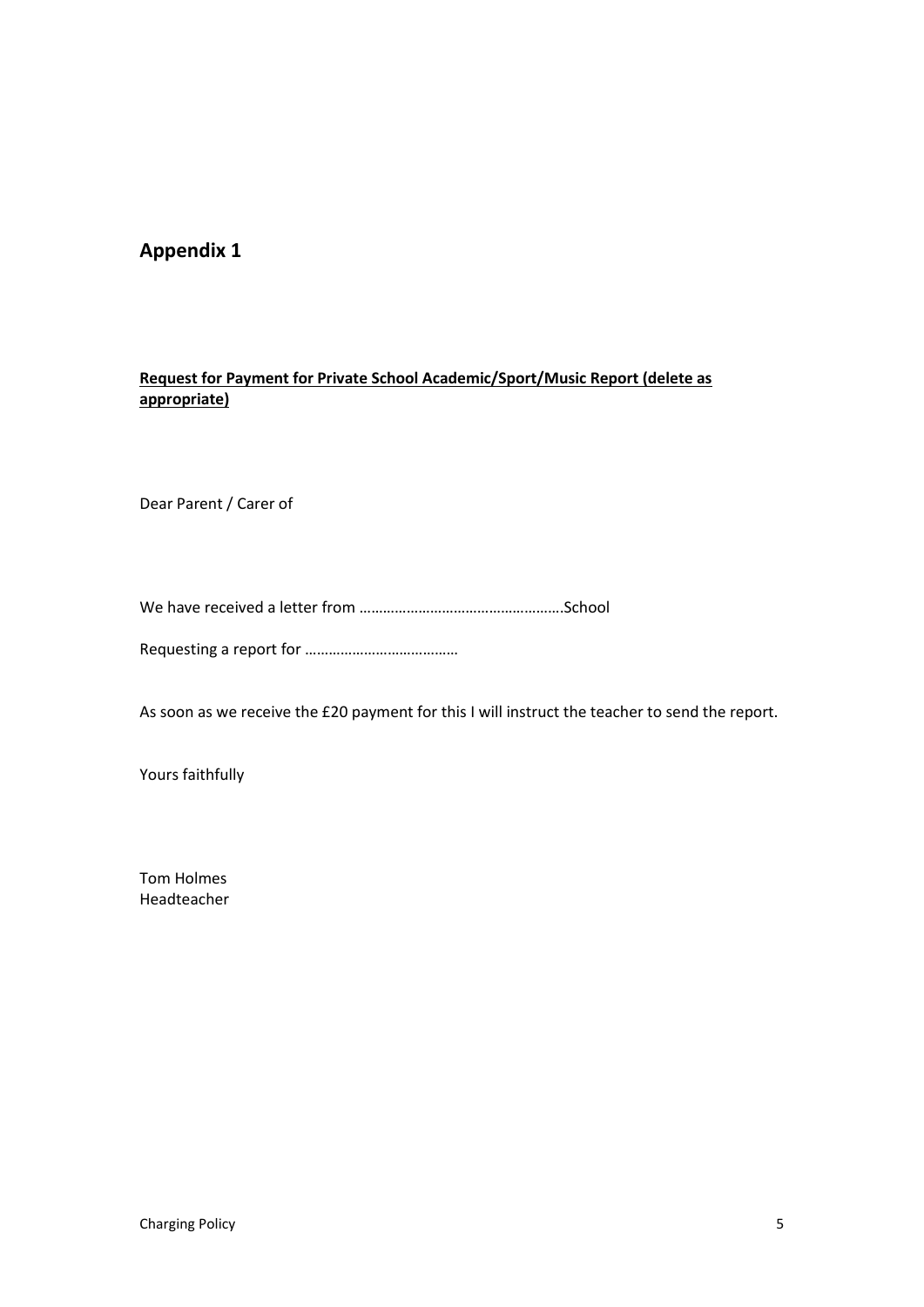# Appendix 1

**Request for Payment for Private School Academic/Sport/Music Report (delete as appropriate)**

Dear Parent / Carer of

We have received a letter from ………………………………………….School

Requesting a report for …………………………………

As soon as we receive the £20 payment for this I will instruct the teacher to send the report.

Yours faithfully

Tom Holmes
Headteacher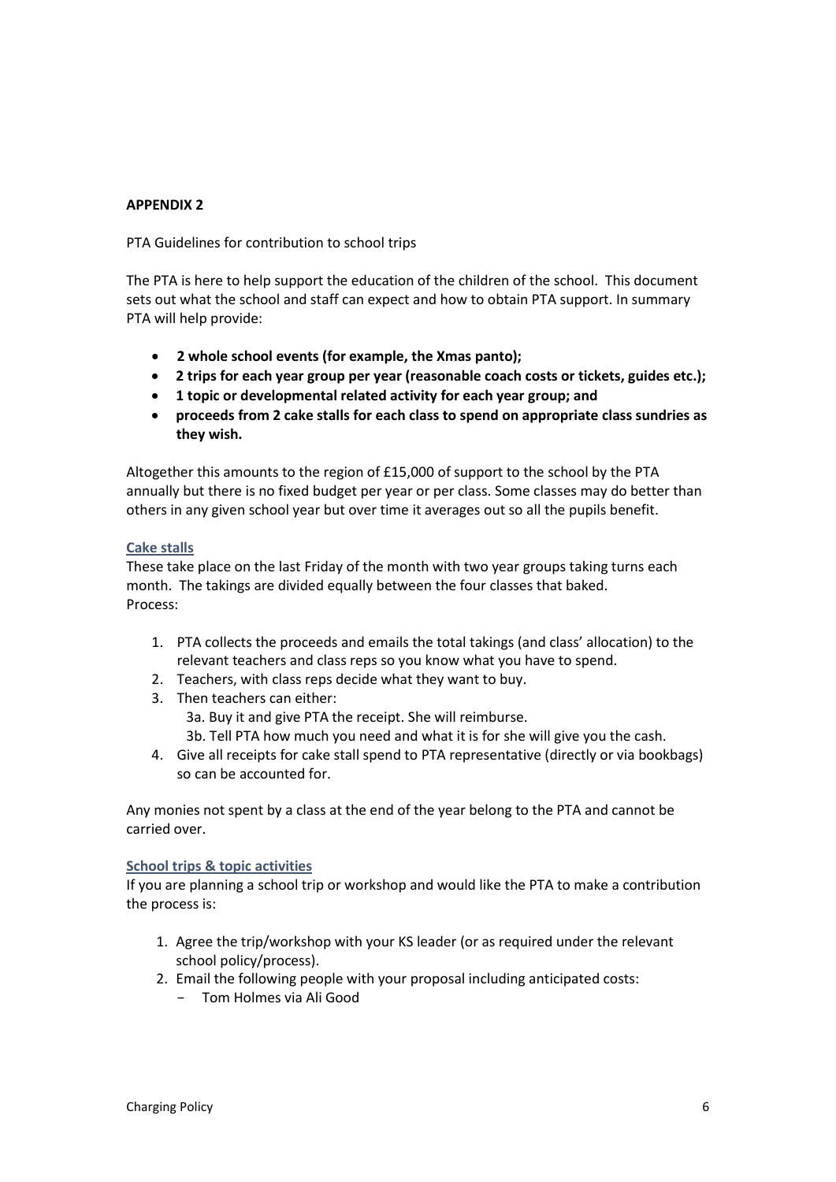## APPENDIX 2

PTA Guidelines for contribution to school trips

The PTA is here to help support the education of the children of the school. This document sets out what the school and staff can expect and how to obtain PTA support. In summary PTA will help provide:

- **2 whole school events (for example, the Xmas panto);**
- **2 trips for each year group per year (reasonable coach costs or tickets, guides etc.);**
- **1 topic or developmental related activity for each year group; and**
- **proceeds from 2 cake stalls for each class to spend on appropriate class sundries as they wish.**

Altogether this amounts to the region of £15,000 of support to the school by the PTA annually but there is no fixed budget per year or per class. Some classes may do better than others in any given school year but over time it averages out so all the pupils benefit.

### Cake stalls

These take place on the last Friday of the month with two year groups taking turns each month. The takings are divided equally between the four classes that baked.
Process:

1. PTA collects the proceeds and emails the total takings (and class' allocation) to the relevant teachers and class reps so you know what you have to spend.
2. Teachers, with class reps decide what they want to buy.
3. Then teachers can either:
   3a. Buy it and give PTA the receipt. She will reimburse.
   3b. Tell PTA how much you need and what it is for she will give you the cash.
4. Give all receipts for cake stall spend to PTA representative (directly or via bookbags) so can be accounted for.

Any monies not spent by a class at the end of the year belong to the PTA and cannot be carried over.

### School trips & topic activities

If you are planning a school trip or workshop and would like the PTA to make a contribution the process is:

1. Agree the trip/workshop with your KS leader (or as required under the relevant school policy/process).
2. Email the following people with your proposal including anticipated costs:
   - Tom Holmes via Ali Good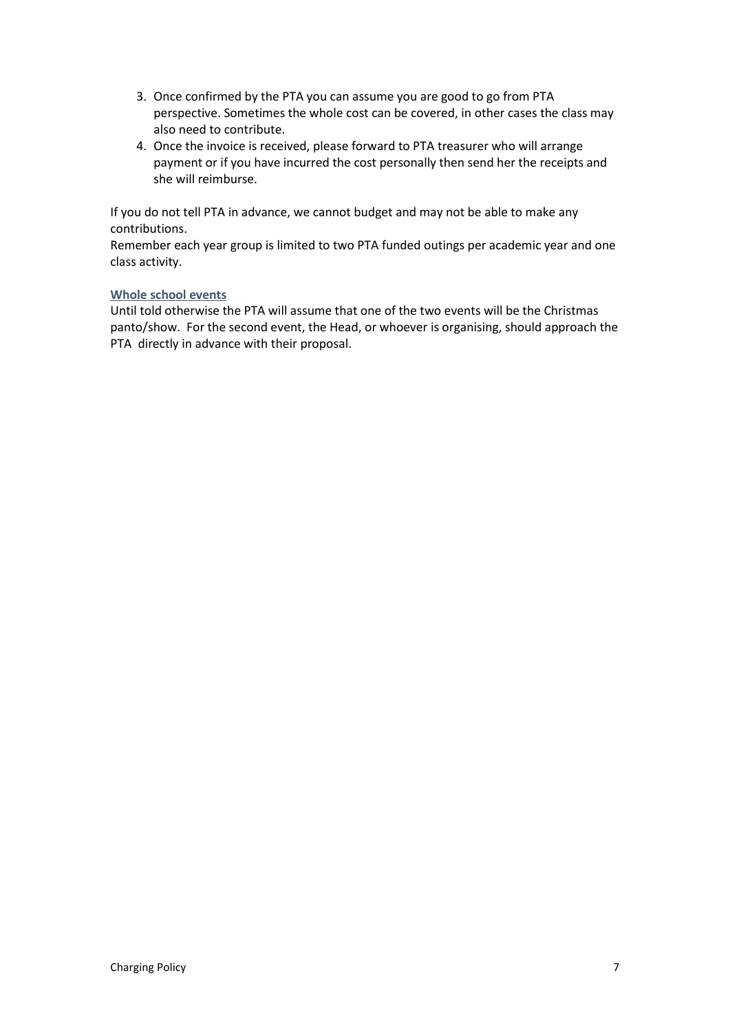3. Once confirmed by the PTA you can assume you are good to go from PTA perspective. Sometimes the whole cost can be covered, in other cases the class may also need to contribute.
4. Once the invoice is received, please forward to PTA treasurer who will arrange payment or if you have incurred the cost personally then send her the receipts and she will reimburse.

If you do not tell PTA in advance, we cannot budget and may not be able to make any contributions.
Remember each year group is limited to two PTA funded outings per academic year and one class activity.

### Whole school events

Until told otherwise the PTA will assume that one of the two events will be the Christmas panto/show. For the second event, the Head, or whoever is organising, should approach the PTA directly in advance with their proposal.